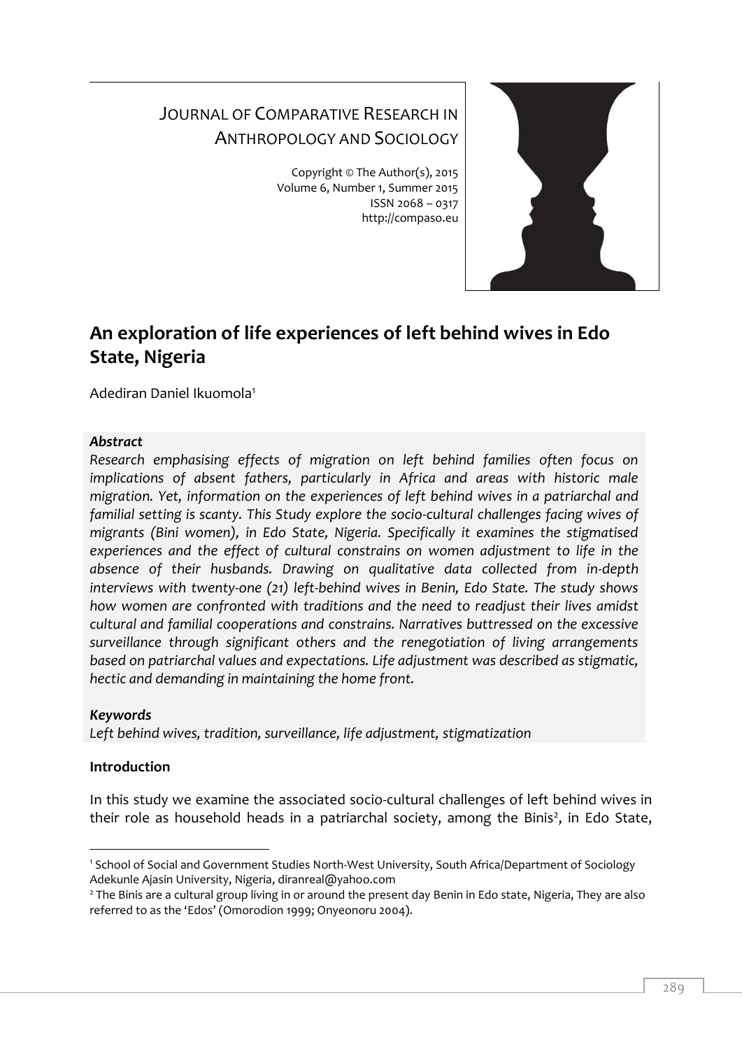# JOURNAL OF COMPARATIVE RESEARCH IN ANTHROPOLOGY AND SOCIOLOGY

Copyright © The Author(s), 2015
Volume 6, Number 1, Summer 2015
ISSN 2068 – 0317
http://compaso.eu

## An exploration of life experiences of left behind wives in Edo State, Nigeria

Adediran Daniel Ikuomola[1]

***Abstract***

*Research emphasising effects of migration on left behind families often focus on implications of absent fathers, particularly in Africa and areas with historic male migration. Yet, information on the experiences of left behind wives in a patriarchal and familial setting is scanty. This Study explore the socio-cultural challenges facing wives of migrants (Bini women), in Edo State, Nigeria. Specifically it examines the stigmatised experiences and the effect of cultural constrains on women adjustment to life in the absence of their husbands. Drawing on qualitative data collected from in-depth interviews with twenty-one (21) left-behind wives in Benin, Edo State. The study shows how women are confronted with traditions and the need to readjust their lives amidst cultural and familial cooperations and constrains. Narratives buttressed on the excessive surveillance through significant others and the renegotiation of living arrangements based on patriarchal values and expectations. Life adjustment was described as stigmatic, hectic and demanding in maintaining the home front.*

***Keywords***

*Left behind wives, tradition, surveillance, life adjustment, stigmatization*

**Introduction**

In this study we examine the associated socio-cultural challenges of left behind wives in their role as household heads in a patriarchal society, among the Binis[2], in Edo State,

---

[1] School of Social and Government Studies North-West University, South Africa/Department of Sociology Adekunle Ajasin University, Nigeria, diranreal@yahoo.com

[2] The Binis are a cultural group living in or around the present day Benin in Edo state, Nigeria, They are also referred to as the 'Edos' (Omorodion 1999; Onyeonoru 2004).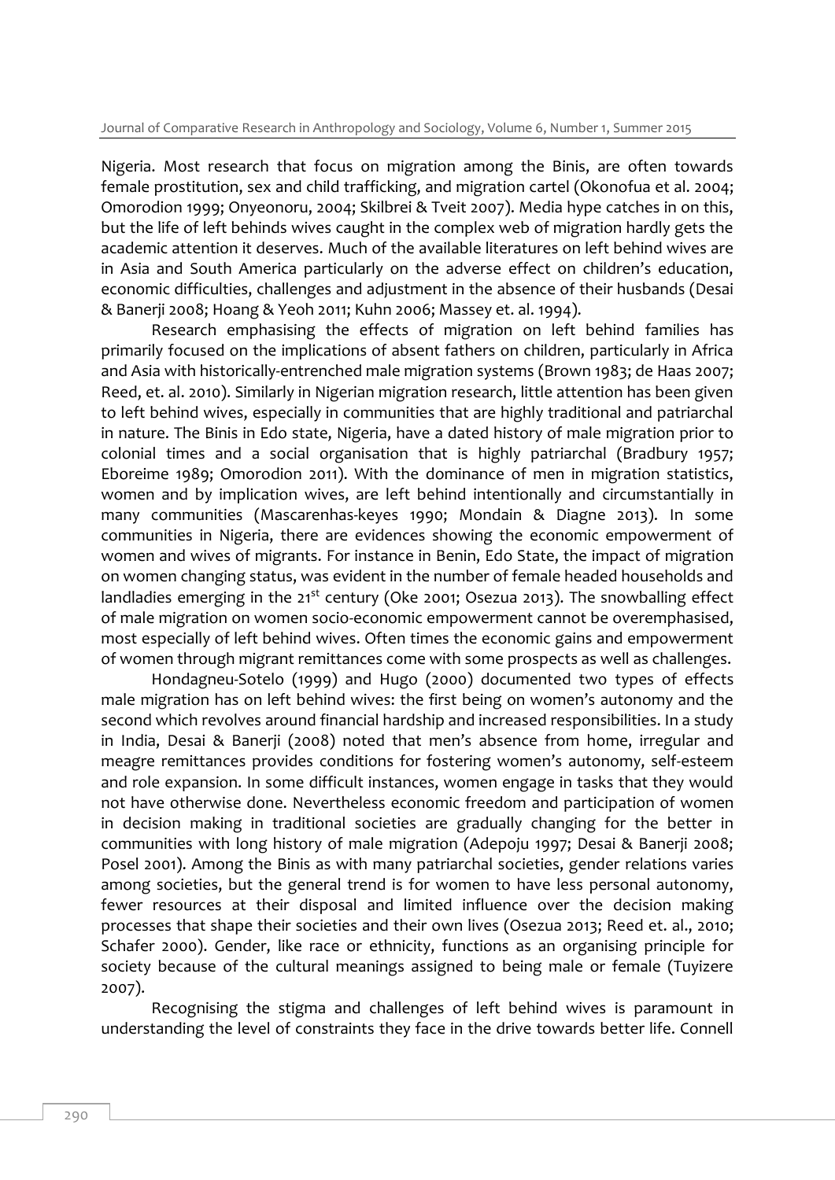Nigeria. Most research that focus on migration among the Binis, are often towards female prostitution, sex and child trafficking, and migration cartel (Okonofua et al. 2004; Omorodion 1999; Onyeonoru, 2004; Skilbrei & Tveit 2007). Media hype catches in on this, but the life of left behinds wives caught in the complex web of migration hardly gets the academic attention it deserves. Much of the available literatures on left behind wives are in Asia and South America particularly on the adverse effect on children's education, economic difficulties, challenges and adjustment in the absence of their husbands (Desai & Banerji 2008; Hoang & Yeoh 2011; Kuhn 2006; Massey et. al. 1994).

Research emphasising the effects of migration on left behind families has primarily focused on the implications of absent fathers on children, particularly in Africa and Asia with historically-entrenched male migration systems (Brown 1983; de Haas 2007; Reed, et. al. 2010). Similarly in Nigerian migration research, little attention has been given to left behind wives, especially in communities that are highly traditional and patriarchal in nature. The Binis in Edo state, Nigeria, have a dated history of male migration prior to colonial times and a social organisation that is highly patriarchal (Bradbury 1957; Eboreime 1989; Omorodion 2011). With the dominance of men in migration statistics, women and by implication wives, are left behind intentionally and circumstantially in many communities (Mascarenhas-keyes 1990; Mondain & Diagne 2013). In some communities in Nigeria, there are evidences showing the economic empowerment of women and wives of migrants. For instance in Benin, Edo State, the impact of migration on women changing status, was evident in the number of female headed households and landladies emerging in the 21st century (Oke 2001; Osezua 2013). The snowballing effect of male migration on women socio-economic empowerment cannot be overemphasised, most especially of left behind wives. Often times the economic gains and empowerment of women through migrant remittances come with some prospects as well as challenges.

Hondagneu-Sotelo (1999) and Hugo (2000) documented two types of effects male migration has on left behind wives: the first being on women's autonomy and the second which revolves around financial hardship and increased responsibilities. In a study in India, Desai & Banerji (2008) noted that men's absence from home, irregular and meagre remittances provides conditions for fostering women's autonomy, self-esteem and role expansion. In some difficult instances, women engage in tasks that they would not have otherwise done. Nevertheless economic freedom and participation of women in decision making in traditional societies are gradually changing for the better in communities with long history of male migration (Adepoju 1997; Desai & Banerji 2008; Posel 2001). Among the Binis as with many patriarchal societies, gender relations varies among societies, but the general trend is for women to have less personal autonomy, fewer resources at their disposal and limited influence over the decision making processes that shape their societies and their own lives (Osezua 2013; Reed et. al., 2010; Schafer 2000). Gender, like race or ethnicity, functions as an organising principle for society because of the cultural meanings assigned to being male or female (Tuyizere 2007).

Recognising the stigma and challenges of left behind wives is paramount in understanding the level of constraints they face in the drive towards better life. Connell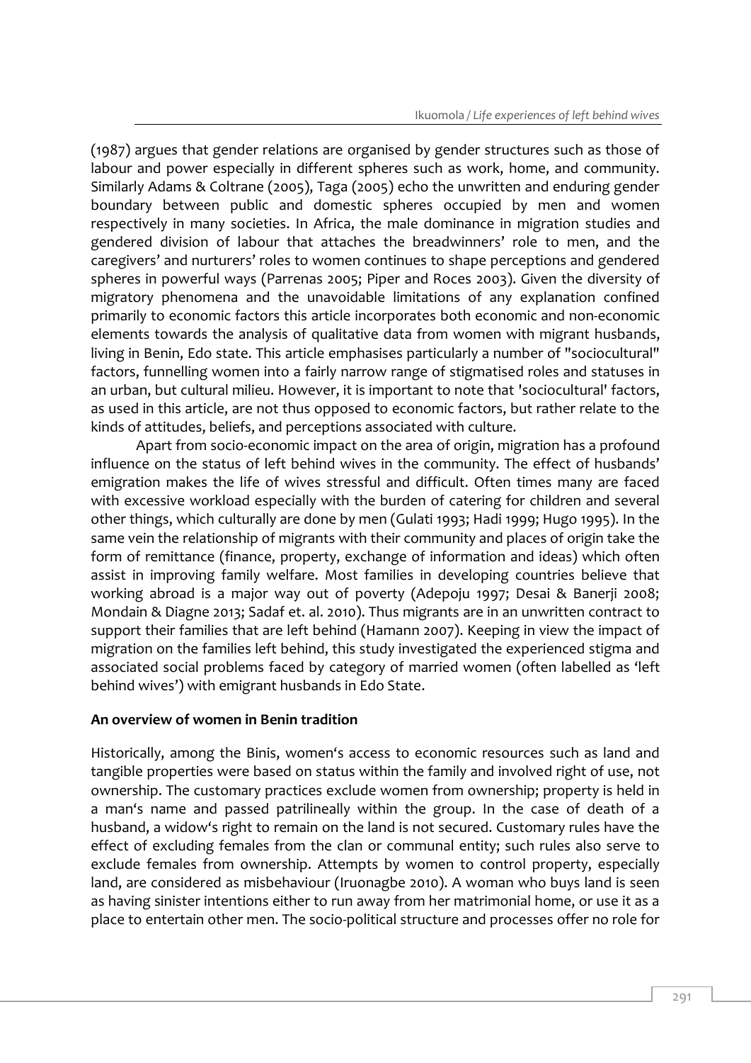(1987) argues that gender relations are organised by gender structures such as those of labour and power especially in different spheres such as work, home, and community. Similarly Adams & Coltrane (2005), Taga (2005) echo the unwritten and enduring gender boundary between public and domestic spheres occupied by men and women respectively in many societies. In Africa, the male dominance in migration studies and gendered division of labour that attaches the breadwinners' role to men, and the caregivers' and nurturers' roles to women continues to shape perceptions and gendered spheres in powerful ways (Parrenas 2005; Piper and Roces 2003). Given the diversity of migratory phenomena and the unavoidable limitations of any explanation confined primarily to economic factors this article incorporates both economic and non-economic elements towards the analysis of qualitative data from women with migrant husbands, living in Benin, Edo state. This article emphasises particularly a number of "sociocultural" factors, funnelling women into a fairly narrow range of stigmatised roles and statuses in an urban, but cultural milieu. However, it is important to note that 'sociocultural' factors, as used in this article, are not thus opposed to economic factors, but rather relate to the kinds of attitudes, beliefs, and perceptions associated with culture.

Apart from socio-economic impact on the area of origin, migration has a profound influence on the status of left behind wives in the community. The effect of husbands' emigration makes the life of wives stressful and difficult. Often times many are faced with excessive workload especially with the burden of catering for children and several other things, which culturally are done by men (Gulati 1993; Hadi 1999; Hugo 1995). In the same vein the relationship of migrants with their community and places of origin take the form of remittance (finance, property, exchange of information and ideas) which often assist in improving family welfare. Most families in developing countries believe that working abroad is a major way out of poverty (Adepoju 1997; Desai & Banerji 2008; Mondain & Diagne 2013; Sadaf et. al. 2010). Thus migrants are in an unwritten contract to support their families that are left behind (Hamann 2007). Keeping in view the impact of migration on the families left behind, this study investigated the experienced stigma and associated social problems faced by category of married women (often labelled as 'left behind wives') with emigrant husbands in Edo State.

**An overview of women in Benin tradition**

Historically, among the Binis, women's access to economic resources such as land and tangible properties were based on status within the family and involved right of use, not ownership. The customary practices exclude women from ownership; property is held in a man's name and passed patrilineally within the group. In the case of death of a husband, a widow's right to remain on the land is not secured. Customary rules have the effect of excluding females from the clan or communal entity; such rules also serve to exclude females from ownership. Attempts by women to control property, especially land, are considered as misbehaviour (Iruonagbe 2010). A woman who buys land is seen as having sinister intentions either to run away from her matrimonial home, or use it as a place to entertain other men. The socio-political structure and processes offer no role for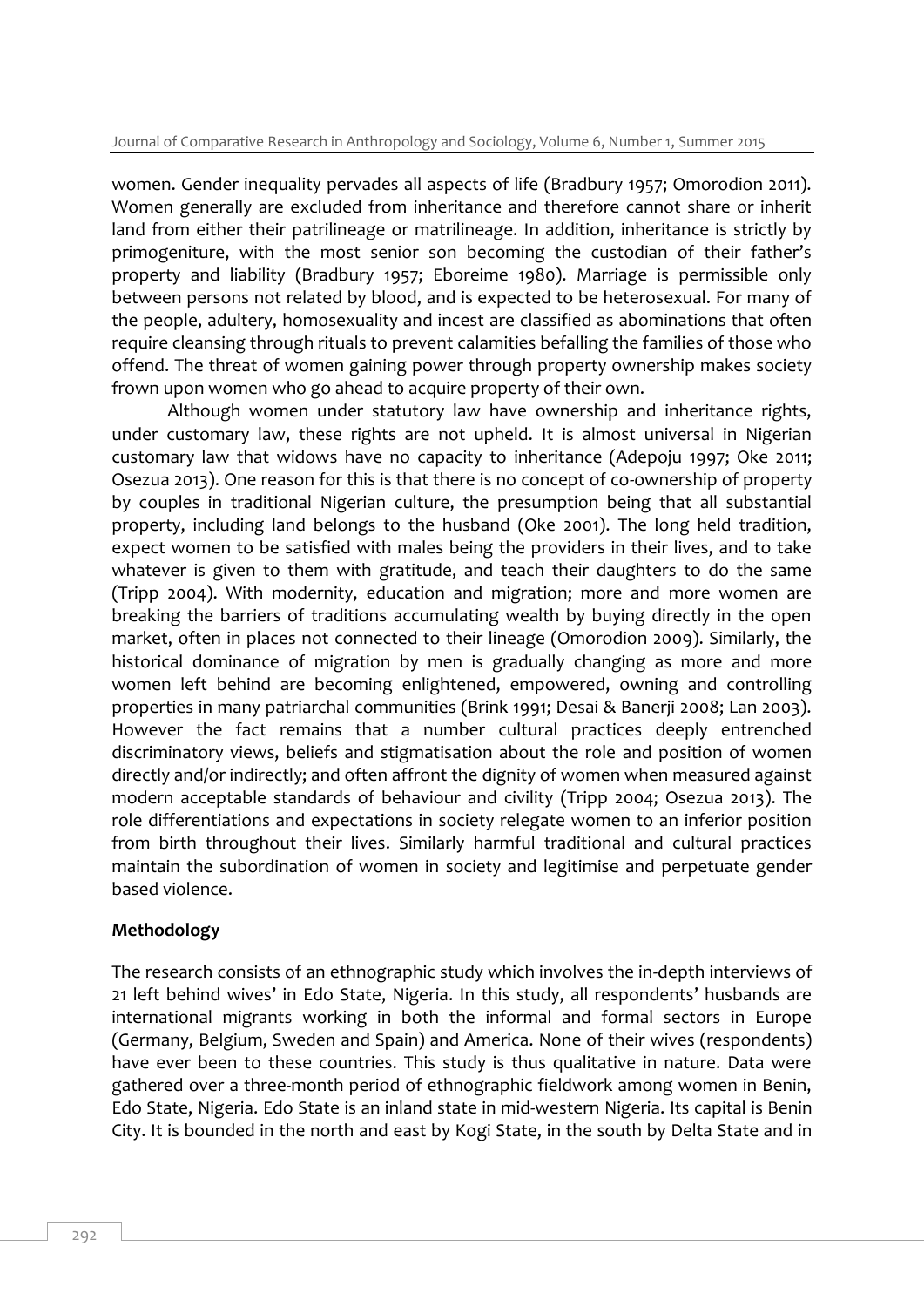women. Gender inequality pervades all aspects of life (Bradbury 1957; Omorodion 2011). Women generally are excluded from inheritance and therefore cannot share or inherit land from either their patrilineage or matrilineage. In addition, inheritance is strictly by primogeniture, with the most senior son becoming the custodian of their father's property and liability (Bradbury 1957; Eboreime 1980). Marriage is permissible only between persons not related by blood, and is expected to be heterosexual. For many of the people, adultery, homosexuality and incest are classified as abominations that often require cleansing through rituals to prevent calamities befalling the families of those who offend. The threat of women gaining power through property ownership makes society frown upon women who go ahead to acquire property of their own.

Although women under statutory law have ownership and inheritance rights, under customary law, these rights are not upheld. It is almost universal in Nigerian customary law that widows have no capacity to inheritance (Adepoju 1997; Oke 2011; Osezua 2013). One reason for this is that there is no concept of co-ownership of property by couples in traditional Nigerian culture, the presumption being that all substantial property, including land belongs to the husband (Oke 2001). The long held tradition, expect women to be satisfied with males being the providers in their lives, and to take whatever is given to them with gratitude, and teach their daughters to do the same (Tripp 2004). With modernity, education and migration; more and more women are breaking the barriers of traditions accumulating wealth by buying directly in the open market, often in places not connected to their lineage (Omorodion 2009). Similarly, the historical dominance of migration by men is gradually changing as more and more women left behind are becoming enlightened, empowered, owning and controlling properties in many patriarchal communities (Brink 1991; Desai & Banerji 2008; Lan 2003). However the fact remains that a number cultural practices deeply entrenched discriminatory views, beliefs and stigmatisation about the role and position of women directly and/or indirectly; and often affront the dignity of women when measured against modern acceptable standards of behaviour and civility (Tripp 2004; Osezua 2013). The role differentiations and expectations in society relegate women to an inferior position from birth throughout their lives. Similarly harmful traditional and cultural practices maintain the subordination of women in society and legitimise and perpetuate gender based violence.

**Methodology**

The research consists of an ethnographic study which involves the in-depth interviews of 21 left behind wives' in Edo State, Nigeria. In this study, all respondents' husbands are international migrants working in both the informal and formal sectors in Europe (Germany, Belgium, Sweden and Spain) and America. None of their wives (respondents) have ever been to these countries. This study is thus qualitative in nature. Data were gathered over a three-month period of ethnographic fieldwork among women in Benin, Edo State, Nigeria. Edo State is an inland state in mid-western Nigeria. Its capital is Benin City. It is bounded in the north and east by Kogi State, in the south by Delta State and in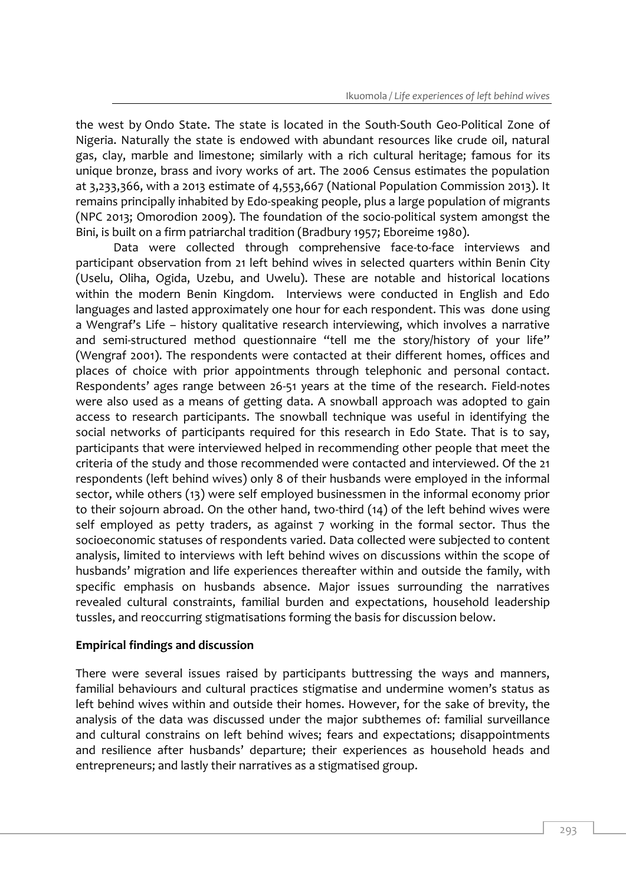the west by Ondo State. The state is located in the South-South Geo-Political Zone of Nigeria. Naturally the state is endowed with abundant resources like crude oil, natural gas, clay, marble and limestone; similarly with a rich cultural heritage; famous for its unique bronze, brass and ivory works of art. The 2006 Census estimates the population at 3,233,366, with a 2013 estimate of 4,553,667 (National Population Commission 2013). It remains principally inhabited by Edo-speaking people, plus a large population of migrants (NPC 2013; Omorodion 2009). The foundation of the socio-political system amongst the Bini, is built on a firm patriarchal tradition (Bradbury 1957; Eboreime 1980).

Data were collected through comprehensive face-to-face interviews and participant observation from 21 left behind wives in selected quarters within Benin City (Uselu, Oliha, Ogida, Uzebu, and Uwelu). These are notable and historical locations within the modern Benin Kingdom. Interviews were conducted in English and Edo languages and lasted approximately one hour for each respondent. This was done using a Wengraf's Life – history qualitative research interviewing, which involves a narrative and semi-structured method questionnaire "tell me the story/history of your life" (Wengraf 2001). The respondents were contacted at their different homes, offices and places of choice with prior appointments through telephonic and personal contact. Respondents' ages range between 26-51 years at the time of the research. Field-notes were also used as a means of getting data. A snowball approach was adopted to gain access to research participants. The snowball technique was useful in identifying the social networks of participants required for this research in Edo State. That is to say, participants that were interviewed helped in recommending other people that meet the criteria of the study and those recommended were contacted and interviewed. Of the 21 respondents (left behind wives) only 8 of their husbands were employed in the informal sector, while others (13) were self employed businessmen in the informal economy prior to their sojourn abroad. On the other hand, two-third (14) of the left behind wives were self employed as petty traders, as against 7 working in the formal sector. Thus the socioeconomic statuses of respondents varied. Data collected were subjected to content analysis, limited to interviews with left behind wives on discussions within the scope of husbands' migration and life experiences thereafter within and outside the family, with specific emphasis on husbands absence. Major issues surrounding the narratives revealed cultural constraints, familial burden and expectations, household leadership tussles, and reoccurring stigmatisations forming the basis for discussion below.

## Empirical findings and discussion

There were several issues raised by participants buttressing the ways and manners, familial behaviours and cultural practices stigmatise and undermine women's status as left behind wives within and outside their homes. However, for the sake of brevity, the analysis of the data was discussed under the major subthemes of: familial surveillance and cultural constrains on left behind wives; fears and expectations; disappointments and resilience after husbands' departure; their experiences as household heads and entrepreneurs; and lastly their narratives as a stigmatised group.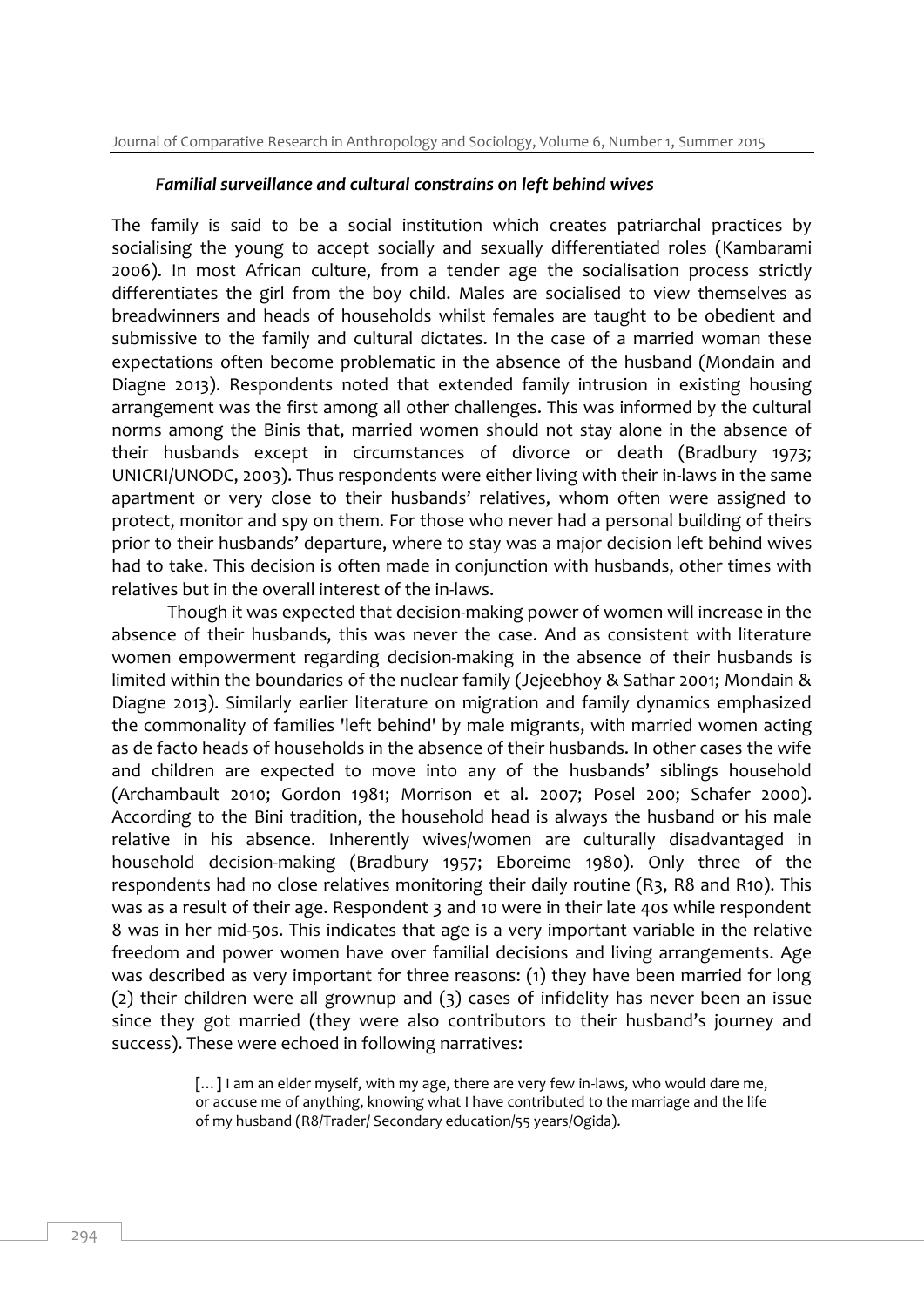### *Familial surveillance and cultural constrains on left behind wives*

The family is said to be a social institution which creates patriarchal practices by socialising the young to accept socially and sexually differentiated roles (Kambarami 2006). In most African culture, from a tender age the socialisation process strictly differentiates the girl from the boy child. Males are socialised to view themselves as breadwinners and heads of households whilst females are taught to be obedient and submissive to the family and cultural dictates. In the case of a married woman these expectations often become problematic in the absence of the husband (Mondain and Diagne 2013). Respondents noted that extended family intrusion in existing housing arrangement was the first among all other challenges. This was informed by the cultural norms among the Binis that, married women should not stay alone in the absence of their husbands except in circumstances of divorce or death (Bradbury 1973; UNICRI/UNODC, 2003). Thus respondents were either living with their in-laws in the same apartment or very close to their husbands' relatives, whom often were assigned to protect, monitor and spy on them. For those who never had a personal building of theirs prior to their husbands' departure, where to stay was a major decision left behind wives had to take. This decision is often made in conjunction with husbands, other times with relatives but in the overall interest of the in-laws.

Though it was expected that decision-making power of women will increase in the absence of their husbands, this was never the case. And as consistent with literature women empowerment regarding decision-making in the absence of their husbands is limited within the boundaries of the nuclear family (Jejeebhoy & Sathar 2001; Mondain & Diagne 2013). Similarly earlier literature on migration and family dynamics emphasized the commonality of families 'left behind' by male migrants, with married women acting as de facto heads of households in the absence of their husbands. In other cases the wife and children are expected to move into any of the husbands' siblings household (Archambault 2010; Gordon 1981; Morrison et al. 2007; Posel 200; Schafer 2000). According to the Bini tradition, the household head is always the husband or his male relative in his absence. Inherently wives/women are culturally disadvantaged in household decision-making (Bradbury 1957; Eboreime 1980). Only three of the respondents had no close relatives monitoring their daily routine (R3, R8 and R10). This was as a result of their age. Respondent 3 and 10 were in their late 40s while respondent 8 was in her mid-50s. This indicates that age is a very important variable in the relative freedom and power women have over familial decisions and living arrangements. Age was described as very important for three reasons: (1) they have been married for long (2) their children were all grownup and (3) cases of infidelity has never been an issue since they got married (they were also contributors to their husband's journey and success). These were echoed in following narratives:

> [...] I am an elder myself, with my age, there are very few in-laws, who would dare me, or accuse me of anything, knowing what I have contributed to the marriage and the life of my husband (R8/Trader/ Secondary education/55 years/Ogida).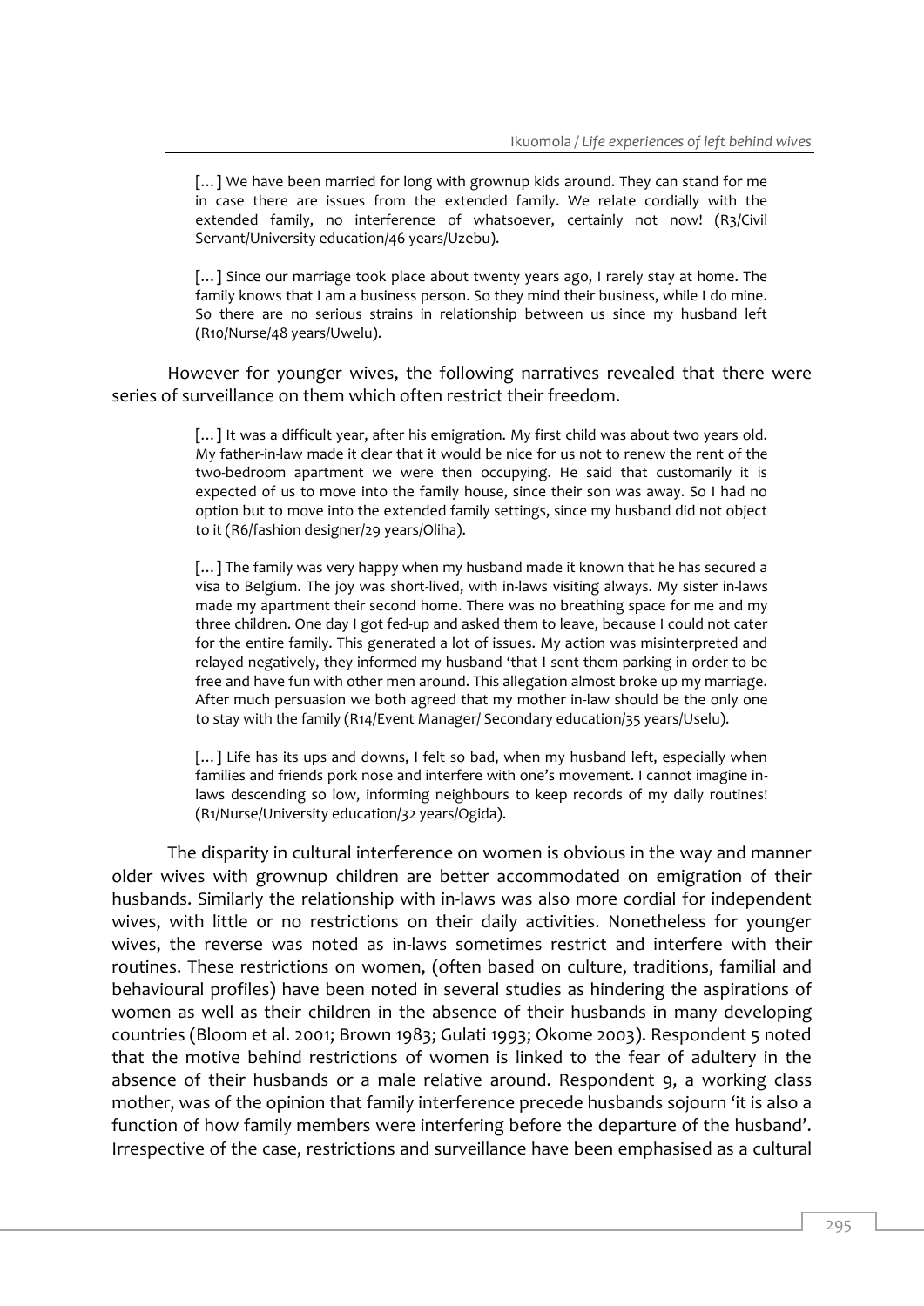> [...] We have been married for long with grownup kids around. They can stand for me in case there are issues from the extended family. We relate cordially with the extended family, no interference of whatsoever, certainly not now! (R3/Civil Servant/University education/46 years/Uzebu).

> [...] Since our marriage took place about twenty years ago, I rarely stay at home. The family knows that I am a business person. So they mind their business, while I do mine. So there are no serious strains in relationship between us since my husband left (R10/Nurse/48 years/Uwelu).

However for younger wives, the following narratives revealed that there were series of surveillance on them which often restrict their freedom.

> [...] It was a difficult year, after his emigration. My first child was about two years old. My father-in-law made it clear that it would be nice for us not to renew the rent of the two-bedroom apartment we were then occupying. He said that customarily it is expected of us to move into the family house, since their son was away. So I had no option but to move into the extended family settings, since my husband did not object to it (R6/fashion designer/29 years/Oliha).

> [...] The family was very happy when my husband made it known that he has secured a visa to Belgium. The joy was short-lived, with in-laws visiting always. My sister in-laws made my apartment their second home. There was no breathing space for me and my three children. One day I got fed-up and asked them to leave, because I could not cater for the entire family. This generated a lot of issues. My action was misinterpreted and relayed negatively, they informed my husband 'that I sent them parking in order to be free and have fun with other men around. This allegation almost broke up my marriage. After much persuasion we both agreed that my mother in-law should be the only one to stay with the family (R14/Event Manager/ Secondary education/35 years/Uselu).

> [...] Life has its ups and downs, I felt so bad, when my husband left, especially when families and friends pork nose and interfere with one's movement. I cannot imagine in-laws descending so low, informing neighbours to keep records of my daily routines! (R1/Nurse/University education/32 years/Ogida).

The disparity in cultural interference on women is obvious in the way and manner older wives with grownup children are better accommodated on emigration of their husbands. Similarly the relationship with in-laws was also more cordial for independent wives, with little or no restrictions on their daily activities. Nonetheless for younger wives, the reverse was noted as in-laws sometimes restrict and interfere with their routines. These restrictions on women, (often based on culture, traditions, familial and behavioural profiles) have been noted in several studies as hindering the aspirations of women as well as their children in the absence of their husbands in many developing countries (Bloom et al. 2001; Brown 1983; Gulati 1993; Okome 2003). Respondent 5 noted that the motive behind restrictions of women is linked to the fear of adultery in the absence of their husbands or a male relative around. Respondent 9, a working class mother, was of the opinion that family interference precede husbands sojourn 'it is also a function of how family members were interfering before the departure of the husband'. Irrespective of the case, restrictions and surveillance have been emphasised as a cultural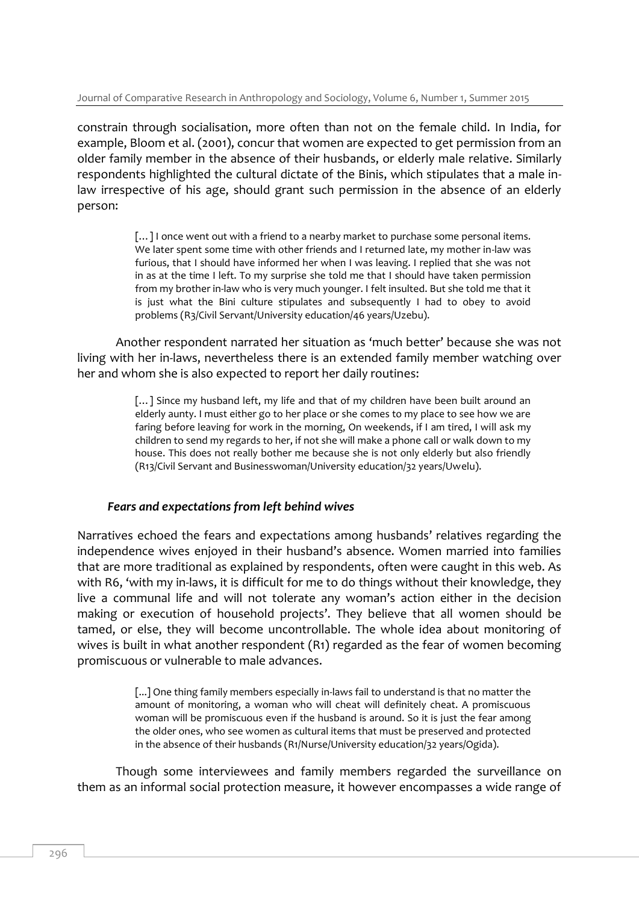constrain through socialisation, more often than not on the female child. In India, for example, Bloom et al. (2001), concur that women are expected to get permission from an older family member in the absence of their husbands, or elderly male relative. Similarly respondents highlighted the cultural dictate of the Binis, which stipulates that a male in-law irrespective of his age, should grant such permission in the absence of an elderly person:

> [...] I once went out with a friend to a nearby market to purchase some personal items. We later spent some time with other friends and I returned late, my mother in-law was furious, that I should have informed her when I was leaving. I replied that she was not in as at the time I left. To my surprise she told me that I should have taken permission from my brother in-law who is very much younger. I felt insulted. But she told me that it is just what the Bini culture stipulates and subsequently I had to obey to avoid problems (R3/Civil Servant/University education/46 years/Uzebu).

Another respondent narrated her situation as 'much better' because she was not living with her in-laws, nevertheless there is an extended family member watching over her and whom she is also expected to report her daily routines:

> [...] Since my husband left, my life and that of my children have been built around an elderly aunty. I must either go to her place or she comes to my place to see how we are faring before leaving for work in the morning, On weekends, if I am tired, I will ask my children to send my regards to her, if not she will make a phone call or walk down to my house. This does not really bother me because she is not only elderly but also friendly (R13/Civil Servant and Businesswoman/University education/32 years/Uwelu).

### *Fears and expectations from left behind wives*

Narratives echoed the fears and expectations among husbands' relatives regarding the independence wives enjoyed in their husband's absence. Women married into families that are more traditional as explained by respondents, often were caught in this web. As with R6, 'with my in-laws, it is difficult for me to do things without their knowledge, they live a communal life and will not tolerate any woman's action either in the decision making or execution of household projects'. They believe that all women should be tamed, or else, they will become uncontrollable. The whole idea about monitoring of wives is built in what another respondent (R1) regarded as the fear of women becoming promiscuous or vulnerable to male advances.

> [...] One thing family members especially in-laws fail to understand is that no matter the amount of monitoring, a woman who will cheat will definitely cheat. A promiscuous woman will be promiscuous even if the husband is around. So it is just the fear among the older ones, who see women as cultural items that must be preserved and protected in the absence of their husbands (R1/Nurse/University education/32 years/Ogida).

Though some interviewees and family members regarded the surveillance on them as an informal social protection measure, it however encompasses a wide range of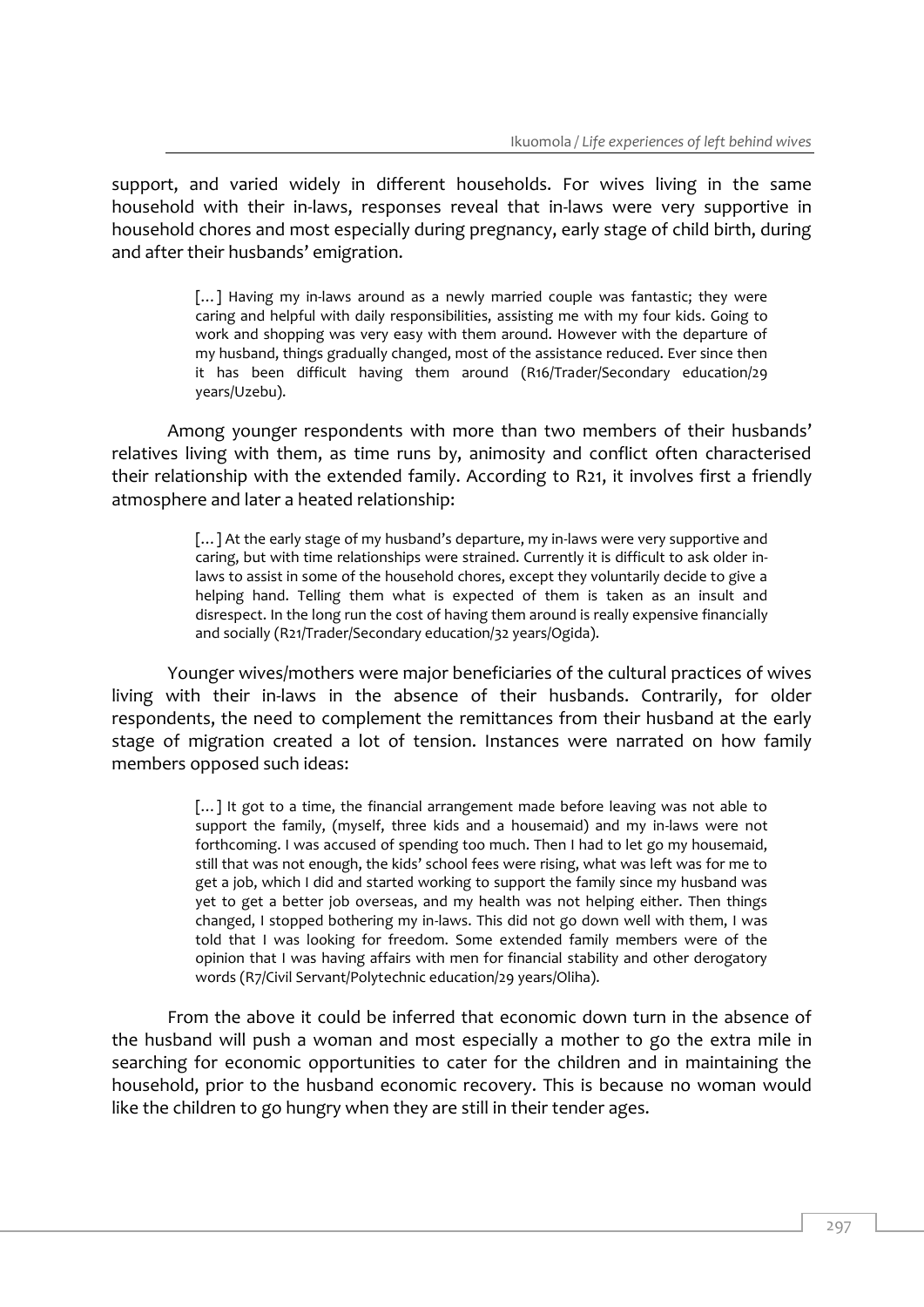support, and varied widely in different households. For wives living in the same household with their in-laws, responses reveal that in-laws were very supportive in household chores and most especially during pregnancy, early stage of child birth, during and after their husbands' emigration.

> [...] Having my in-laws around as a newly married couple was fantastic; they were caring and helpful with daily responsibilities, assisting me with my four kids. Going to work and shopping was very easy with them around. However with the departure of my husband, things gradually changed, most of the assistance reduced. Ever since then it has been difficult having them around (R16/Trader/Secondary education/29 years/Uzebu).

Among younger respondents with more than two members of their husbands' relatives living with them, as time runs by, animosity and conflict often characterised their relationship with the extended family. According to R21, it involves first a friendly atmosphere and later a heated relationship:

> [...] At the early stage of my husband's departure, my in-laws were very supportive and caring, but with time relationships were strained. Currently it is difficult to ask older in-laws to assist in some of the household chores, except they voluntarily decide to give a helping hand. Telling them what is expected of them is taken as an insult and disrespect. In the long run the cost of having them around is really expensive financially and socially (R21/Trader/Secondary education/32 years/Ogida).

Younger wives/mothers were major beneficiaries of the cultural practices of wives living with their in-laws in the absence of their husbands. Contrarily, for older respondents, the need to complement the remittances from their husband at the early stage of migration created a lot of tension. Instances were narrated on how family members opposed such ideas:

> [...] It got to a time, the financial arrangement made before leaving was not able to support the family, (myself, three kids and a housemaid) and my in-laws were not forthcoming. I was accused of spending too much. Then I had to let go my housemaid, still that was not enough, the kids' school fees were rising, what was left was for me to get a job, which I did and started working to support the family since my husband was yet to get a better job overseas, and my health was not helping either. Then things changed, I stopped bothering my in-laws. This did not go down well with them, I was told that I was looking for freedom. Some extended family members were of the opinion that I was having affairs with men for financial stability and other derogatory words (R7/Civil Servant/Polytechnic education/29 years/Oliha).

From the above it could be inferred that economic down turn in the absence of the husband will push a woman and most especially a mother to go the extra mile in searching for economic opportunities to cater for the children and in maintaining the household, prior to the husband economic recovery. This is because no woman would like the children to go hungry when they are still in their tender ages.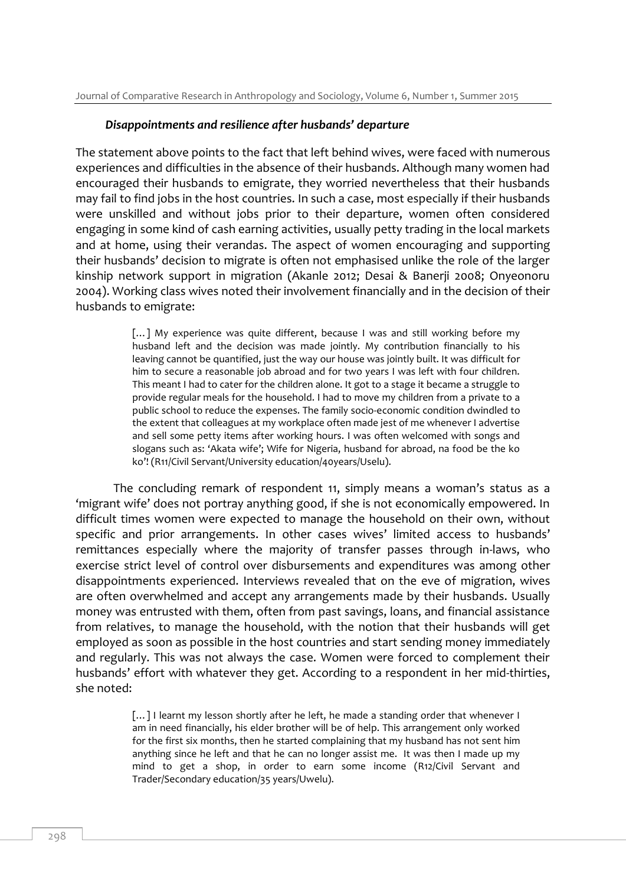### *Disappointments and resilience after husbands' departure*

The statement above points to the fact that left behind wives, were faced with numerous experiences and difficulties in the absence of their husbands. Although many women had encouraged their husbands to emigrate, they worried nevertheless that their husbands may fail to find jobs in the host countries. In such a case, most especially if their husbands were unskilled and without jobs prior to their departure, women often considered engaging in some kind of cash earning activities, usually petty trading in the local markets and at home, using their verandas. The aspect of women encouraging and supporting their husbands' decision to migrate is often not emphasised unlike the role of the larger kinship network support in migration (Akanle 2012; Desai & Banerji 2008; Onyeonoru 2004). Working class wives noted their involvement financially and in the decision of their husbands to emigrate:

> [...] My experience was quite different, because I was and still working before my husband left and the decision was made jointly. My contribution financially to his leaving cannot be quantified, just the way our house was jointly built. It was difficult for him to secure a reasonable job abroad and for two years I was left with four children. This meant I had to cater for the children alone. It got to a stage it became a struggle to provide regular meals for the household. I had to move my children from a private to a public school to reduce the expenses. The family socio-economic condition dwindled to the extent that colleagues at my workplace often made jest of me whenever I advertise and sell some petty items after working hours. I was often welcomed with songs and slogans such as: 'Akata wife'; Wife for Nigeria, husband for abroad, na food be the ko ko'! (R11/Civil Servant/University education/40years/Uselu).

The concluding remark of respondent 11, simply means a woman's status as a 'migrant wife' does not portray anything good, if she is not economically empowered. In difficult times women were expected to manage the household on their own, without specific and prior arrangements. In other cases wives' limited access to husbands' remittances especially where the majority of transfer passes through in-laws, who exercise strict level of control over disbursements and expenditures was among other disappointments experienced. Interviews revealed that on the eve of migration, wives are often overwhelmed and accept any arrangements made by their husbands. Usually money was entrusted with them, often from past savings, loans, and financial assistance from relatives, to manage the household, with the notion that their husbands will get employed as soon as possible in the host countries and start sending money immediately and regularly. This was not always the case. Women were forced to complement their husbands' effort with whatever they get. According to a respondent in her mid-thirties, she noted:

> [...] I learnt my lesson shortly after he left, he made a standing order that whenever I am in need financially, his elder brother will be of help. This arrangement only worked for the first six months, then he started complaining that my husband has not sent him anything since he left and that he can no longer assist me. It was then I made up my mind to get a shop, in order to earn some income (R12/Civil Servant and Trader/Secondary education/35 years/Uwelu).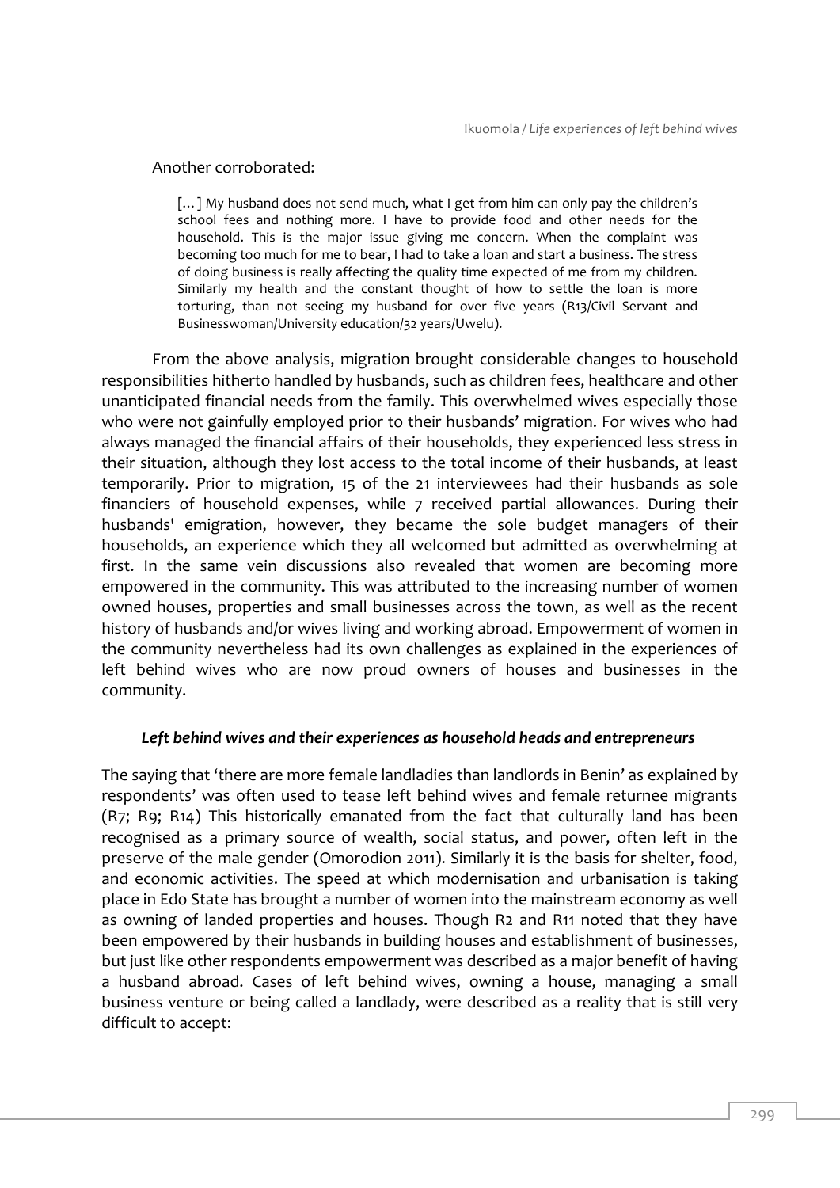Another corroborated:

> [...] My husband does not send much, what I get from him can only pay the children's school fees and nothing more. I have to provide food and other needs for the household. This is the major issue giving me concern. When the complaint was becoming too much for me to bear, I had to take a loan and start a business. The stress of doing business is really affecting the quality time expected of me from my children. Similarly my health and the constant thought of how to settle the loan is more torturing, than not seeing my husband for over five years (R13/Civil Servant and Businesswoman/University education/32 years/Uwelu).

From the above analysis, migration brought considerable changes to household responsibilities hitherto handled by husbands, such as children fees, healthcare and other unanticipated financial needs from the family. This overwhelmed wives especially those who were not gainfully employed prior to their husbands' migration. For wives who had always managed the financial affairs of their households, they experienced less stress in their situation, although they lost access to the total income of their husbands, at least temporarily. Prior to migration, 15 of the 21 interviewees had their husbands as sole financiers of household expenses, while 7 received partial allowances. During their husbands' emigration, however, they became the sole budget managers of their households, an experience which they all welcomed but admitted as overwhelming at first. In the same vein discussions also revealed that women are becoming more empowered in the community. This was attributed to the increasing number of women owned houses, properties and small businesses across the town, as well as the recent history of husbands and/or wives living and working abroad. Empowerment of women in the community nevertheless had its own challenges as explained in the experiences of left behind wives who are now proud owners of houses and businesses in the community.

### *Left behind wives and their experiences as household heads and entrepreneurs*

The saying that 'there are more female landladies than landlords in Benin' as explained by respondents' was often used to tease left behind wives and female returnee migrants (R7; R9; R14) This historically emanated from the fact that culturally land has been recognised as a primary source of wealth, social status, and power, often left in the preserve of the male gender (Omorodion 2011). Similarly it is the basis for shelter, food, and economic activities. The speed at which modernisation and urbanisation is taking place in Edo State has brought a number of women into the mainstream economy as well as owning of landed properties and houses. Though R2 and R11 noted that they have been empowered by their husbands in building houses and establishment of businesses, but just like other respondents empowerment was described as a major benefit of having a husband abroad. Cases of left behind wives, owning a house, managing a small business venture or being called a landlady, were described as a reality that is still very difficult to accept: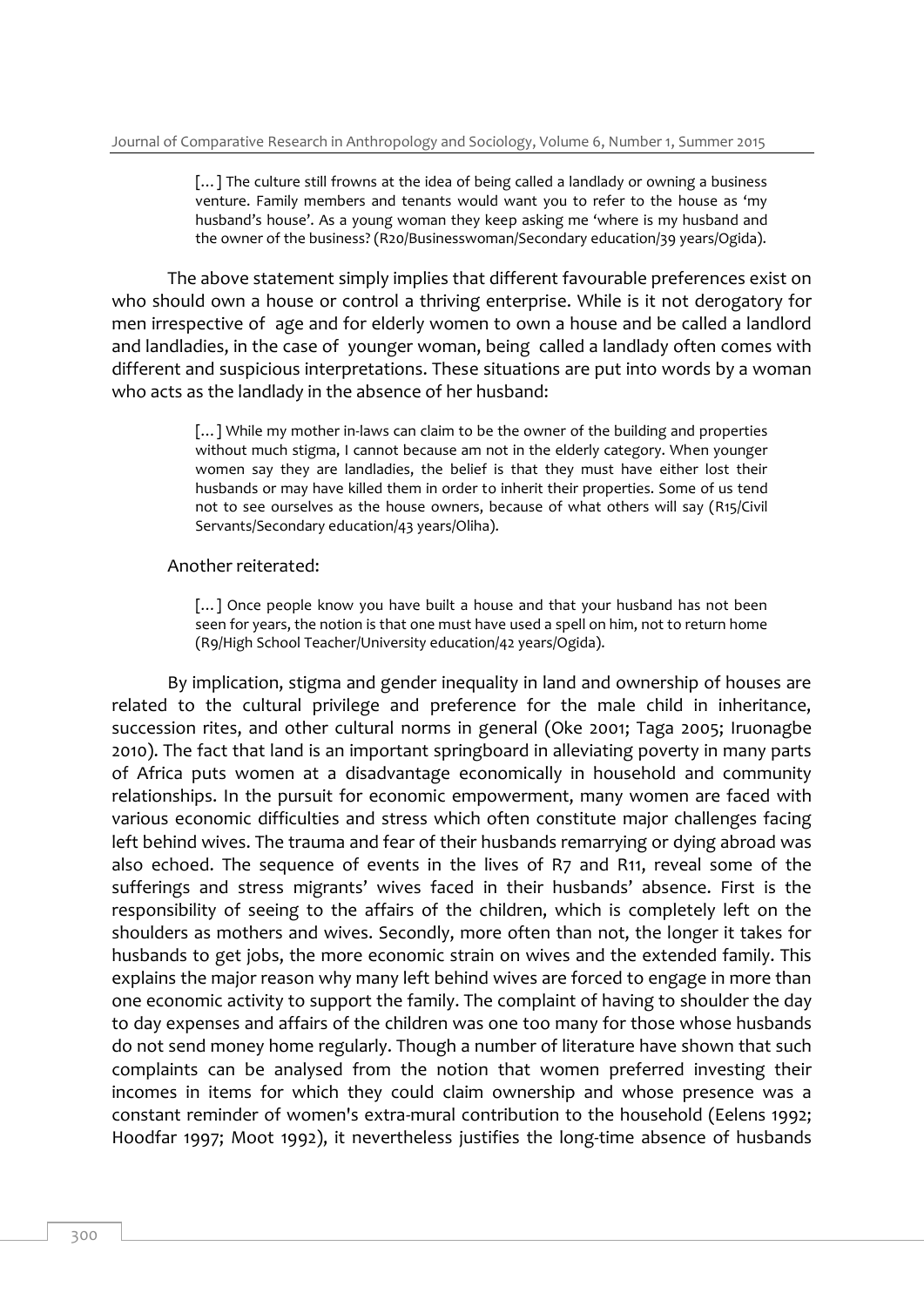> [...] The culture still frowns at the idea of being called a landlady or owning a business venture. Family members and tenants would want you to refer to the house as 'my husband's house'. As a young woman they keep asking me 'where is my husband and the owner of the business? (R20/Businesswoman/Secondary education/39 years/Ogida).

The above statement simply implies that different favourable preferences exist on who should own a house or control a thriving enterprise. While is it not derogatory for men irrespective of age and for elderly women to own a house and be called a landlord and landladies, in the case of younger woman, being called a landlady often comes with different and suspicious interpretations. These situations are put into words by a woman who acts as the landlady in the absence of her husband:

> [...] While my mother in-laws can claim to be the owner of the building and properties without much stigma, I cannot because am not in the elderly category. When younger women say they are landladies, the belief is that they must have either lost their husbands or may have killed them in order to inherit their properties. Some of us tend not to see ourselves as the house owners, because of what others will say (R15/Civil Servants/Secondary education/43 years/Oliha).

Another reiterated:

> [...] Once people know you have built a house and that your husband has not been seen for years, the notion is that one must have used a spell on him, not to return home (R9/High School Teacher/University education/42 years/Ogida).

By implication, stigma and gender inequality in land and ownership of houses are related to the cultural privilege and preference for the male child in inheritance, succession rites, and other cultural norms in general (Oke 2001; Taga 2005; Iruonagbe 2010). The fact that land is an important springboard in alleviating poverty in many parts of Africa puts women at a disadvantage economically in household and community relationships. In the pursuit for economic empowerment, many women are faced with various economic difficulties and stress which often constitute major challenges facing left behind wives. The trauma and fear of their husbands remarrying or dying abroad was also echoed. The sequence of events in the lives of R7 and R11, reveal some of the sufferings and stress migrants' wives faced in their husbands' absence. First is the responsibility of seeing to the affairs of the children, which is completely left on the shoulders as mothers and wives. Secondly, more often than not, the longer it takes for husbands to get jobs, the more economic strain on wives and the extended family. This explains the major reason why many left behind wives are forced to engage in more than one economic activity to support the family. The complaint of having to shoulder the day to day expenses and affairs of the children was one too many for those whose husbands do not send money home regularly. Though a number of literature have shown that such complaints can be analysed from the notion that women preferred investing their incomes in items for which they could claim ownership and whose presence was a constant reminder of women's extra-mural contribution to the household (Eelens 1992; Hoodfar 1997; Moot 1992), it nevertheless justifies the long-time absence of husbands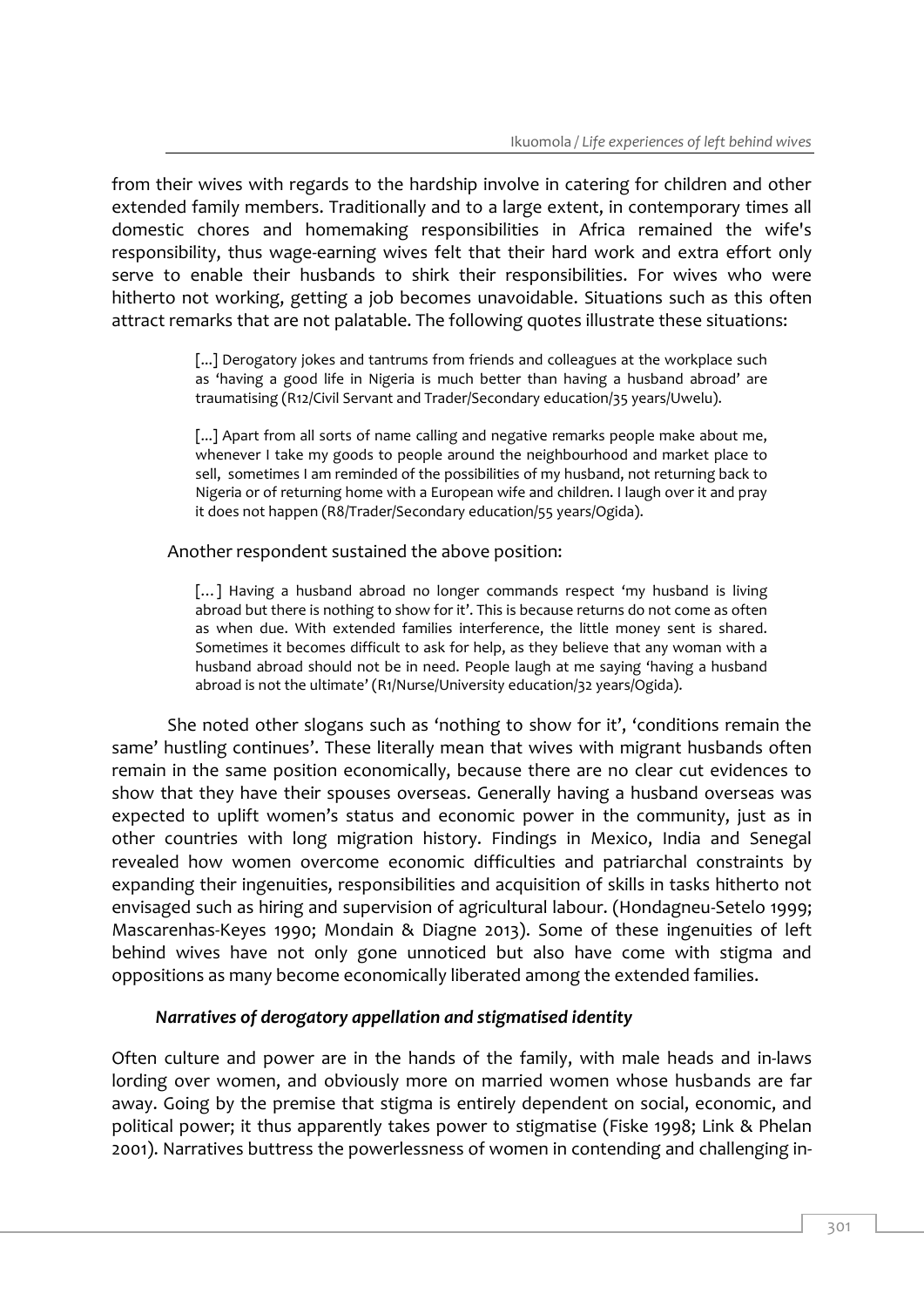from their wives with regards to the hardship involve in catering for children and other extended family members. Traditionally and to a large extent, in contemporary times all domestic chores and homemaking responsibilities in Africa remained the wife's responsibility, thus wage-earning wives felt that their hard work and extra effort only serve to enable their husbands to shirk their responsibilities. For wives who were hitherto not working, getting a job becomes unavoidable. Situations such as this often attract remarks that are not palatable. The following quotes illustrate these situations:

> [...] Derogatory jokes and tantrums from friends and colleagues at the workplace such as 'having a good life in Nigeria is much better than having a husband abroad' are traumatising (R12/Civil Servant and Trader/Secondary education/35 years/Uwelu).

> [...] Apart from all sorts of name calling and negative remarks people make about me, whenever I take my goods to people around the neighbourhood and market place to sell, sometimes I am reminded of the possibilities of my husband, not returning back to Nigeria or of returning home with a European wife and children. I laugh over it and pray it does not happen (R8/Trader/Secondary education/55 years/Ogida).

Another respondent sustained the above position:

> [...] Having a husband abroad no longer commands respect 'my husband is living abroad but there is nothing to show for it'. This is because returns do not come as often as when due. With extended families interference, the little money sent is shared. Sometimes it becomes difficult to ask for help, as they believe that any woman with a husband abroad should not be in need. People laugh at me saying 'having a husband abroad is not the ultimate' (R1/Nurse/University education/32 years/Ogida).

She noted other slogans such as 'nothing to show for it', 'conditions remain the same' hustling continues'. These literally mean that wives with migrant husbands often remain in the same position economically, because there are no clear cut evidences to show that they have their spouses overseas. Generally having a husband overseas was expected to uplift women's status and economic power in the community, just as in other countries with long migration history. Findings in Mexico, India and Senegal revealed how women overcome economic difficulties and patriarchal constraints by expanding their ingenuities, responsibilities and acquisition of skills in tasks hitherto not envisaged such as hiring and supervision of agricultural labour. (Hondagneu-Setelo 1999; Mascarenhas-Keyes 1990; Mondain & Diagne 2013). Some of these ingenuities of left behind wives have not only gone unnoticed but also have come with stigma and oppositions as many become economically liberated among the extended families.

### *Narratives of derogatory appellation and stigmatised identity*

Often culture and power are in the hands of the family, with male heads and in-laws lording over women, and obviously more on married women whose husbands are far away. Going by the premise that stigma is entirely dependent on social, economic, and political power; it thus apparently takes power to stigmatise (Fiske 1998; Link & Phelan 2001). Narratives buttress the powerlessness of women in contending and challenging in-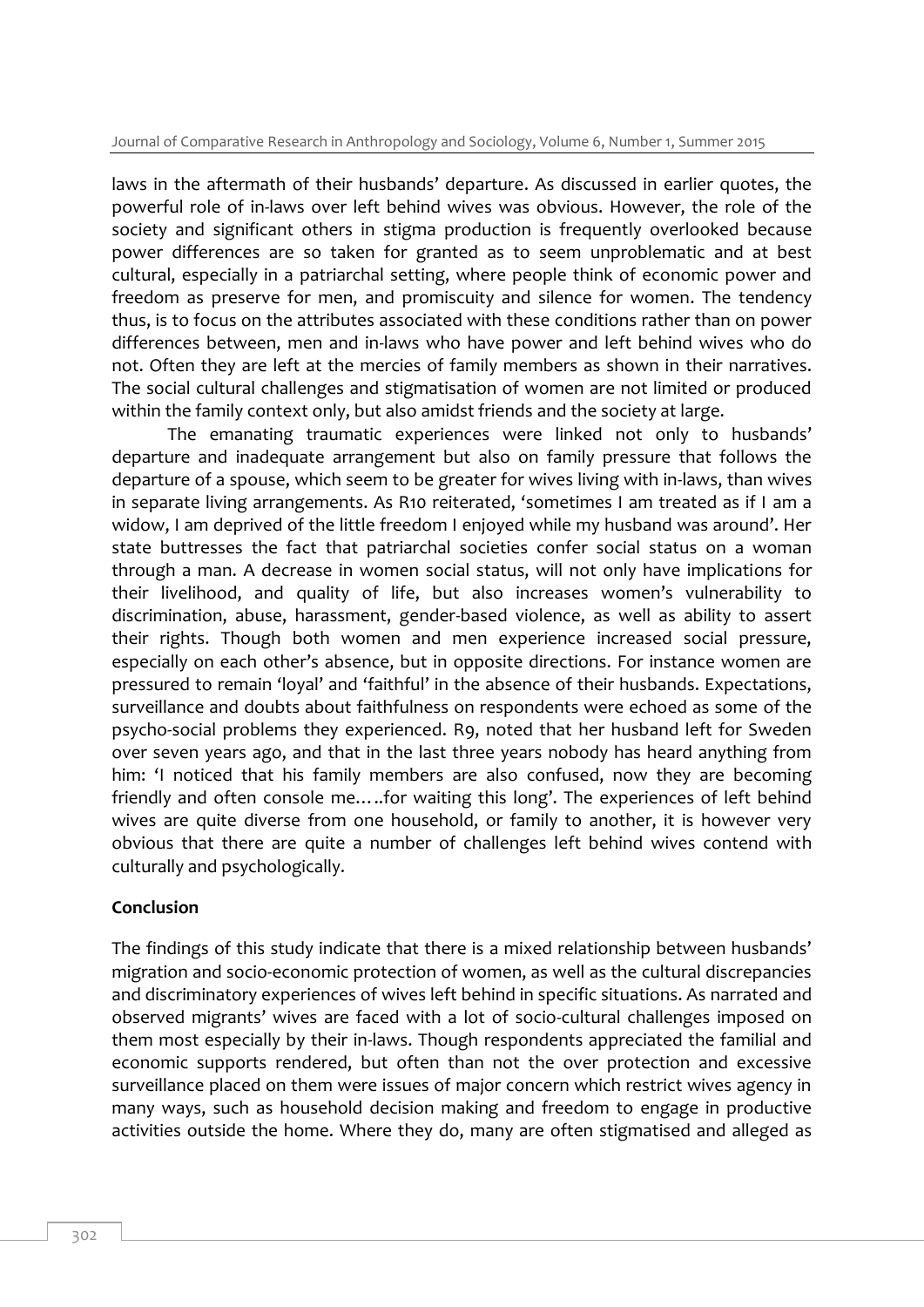laws in the aftermath of their husbands' departure. As discussed in earlier quotes, the powerful role of in-laws over left behind wives was obvious. However, the role of the society and significant others in stigma production is frequently overlooked because power differences are so taken for granted as to seem unproblematic and at best cultural, especially in a patriarchal setting, where people think of economic power and freedom as preserve for men, and promiscuity and silence for women. The tendency thus, is to focus on the attributes associated with these conditions rather than on power differences between, men and in-laws who have power and left behind wives who do not. Often they are left at the mercies of family members as shown in their narratives. The social cultural challenges and stigmatisation of women are not limited or produced within the family context only, but also amidst friends and the society at large.

The emanating traumatic experiences were linked not only to husbands' departure and inadequate arrangement but also on family pressure that follows the departure of a spouse, which seem to be greater for wives living with in-laws, than wives in separate living arrangements. As R10 reiterated, 'sometimes I am treated as if I am a widow, I am deprived of the little freedom I enjoyed while my husband was around'. Her state buttresses the fact that patriarchal societies confer social status on a woman through a man. A decrease in women social status, will not only have implications for their livelihood, and quality of life, but also increases women's vulnerability to discrimination, abuse, harassment, gender-based violence, as well as ability to assert their rights. Though both women and men experience increased social pressure, especially on each other's absence, but in opposite directions. For instance women are pressured to remain 'loyal' and 'faithful' in the absence of their husbands. Expectations, surveillance and doubts about faithfulness on respondents were echoed as some of the psycho-social problems they experienced. R9, noted that her husband left for Sweden over seven years ago, and that in the last three years nobody has heard anything from him: 'I noticed that his family members are also confused, now they are becoming friendly and often console me…..for waiting this long'. The experiences of left behind wives are quite diverse from one household, or family to another, it is however very obvious that there are quite a number of challenges left behind wives contend with culturally and psychologically.

## Conclusion

The findings of this study indicate that there is a mixed relationship between husbands' migration and socio-economic protection of women, as well as the cultural discrepancies and discriminatory experiences of wives left behind in specific situations. As narrated and observed migrants' wives are faced with a lot of socio-cultural challenges imposed on them most especially by their in-laws. Though respondents appreciated the familial and economic supports rendered, but often than not the over protection and excessive surveillance placed on them were issues of major concern which restrict wives agency in many ways, such as household decision making and freedom to engage in productive activities outside the home. Where they do, many are often stigmatised and alleged as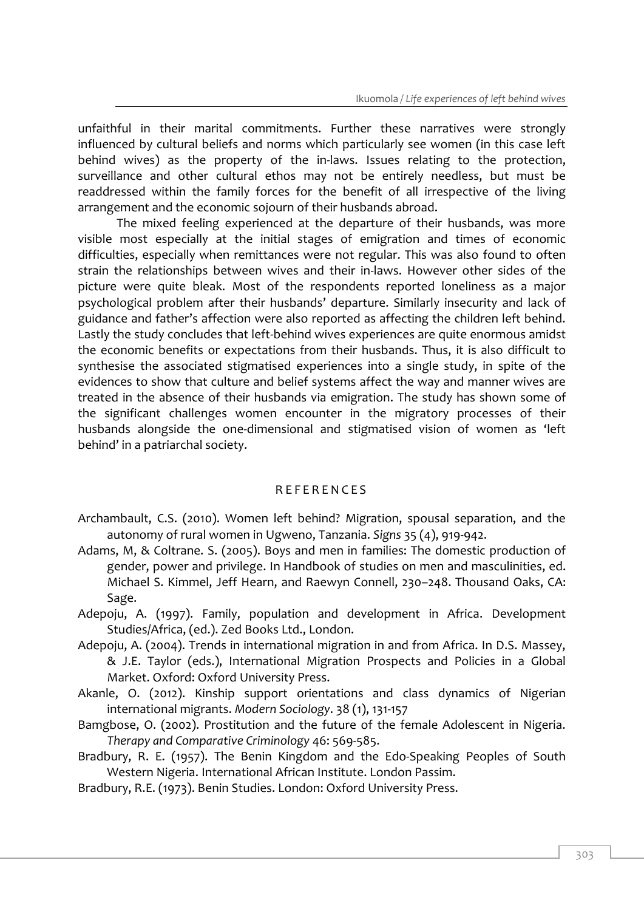unfaithful in their marital commitments. Further these narratives were strongly influenced by cultural beliefs and norms which particularly see women (in this case left behind wives) as the property of the in-laws. Issues relating to the protection, surveillance and other cultural ethos may not be entirely needless, but must be readdressed within the family forces for the benefit of all irrespective of the living arrangement and the economic sojourn of their husbands abroad.

The mixed feeling experienced at the departure of their husbands, was more visible most especially at the initial stages of emigration and times of economic difficulties, especially when remittances were not regular. This was also found to often strain the relationships between wives and their in-laws. However other sides of the picture were quite bleak. Most of the respondents reported loneliness as a major psychological problem after their husbands' departure. Similarly insecurity and lack of guidance and father's affection were also reported as affecting the children left behind. Lastly the study concludes that left-behind wives experiences are quite enormous amidst the economic benefits or expectations from their husbands. Thus, it is also difficult to synthesise the associated stigmatised experiences into a single study, in spite of the evidences to show that culture and belief systems affect the way and manner wives are treated in the absence of their husbands via emigration. The study has shown some of the significant challenges women encounter in the migratory processes of their husbands alongside the one-dimensional and stigmatised vision of women as 'left behind' in a patriarchal society.

## REFERENCES

Archambault, C.S. (2010). Women left behind? Migration, spousal separation, and the autonomy of rural women in Ugweno, Tanzania. *Signs* 35 (4), 919-942.

Adams, M, & Coltrane. S. (2005). Boys and men in families: The domestic production of gender, power and privilege. In Handbook of studies on men and masculinities, ed. Michael S. Kimmel, Jeff Hearn, and Raewyn Connell, 230–248. Thousand Oaks, CA: Sage.

Adepoju, A. (1997). Family, population and development in Africa. Development Studies/Africa, (ed.). Zed Books Ltd., London.

Adepoju, A. (2004). Trends in international migration in and from Africa. In D.S. Massey, & J.E. Taylor (eds.), International Migration Prospects and Policies in a Global Market. Oxford: Oxford University Press.

Akanle, O. (2012). Kinship support orientations and class dynamics of Nigerian international migrants. *Modern Sociology*. 38 (1), 131-157

Bamgbose, O. (2002). Prostitution and the future of the female Adolescent in Nigeria. *Therapy and Comparative Criminology* 46: 569-585.

Bradbury, R. E. (1957). The Benin Kingdom and the Edo-Speaking Peoples of South Western Nigeria. International African Institute. London Passim.

Bradbury, R.E. (1973). Benin Studies. London: Oxford University Press.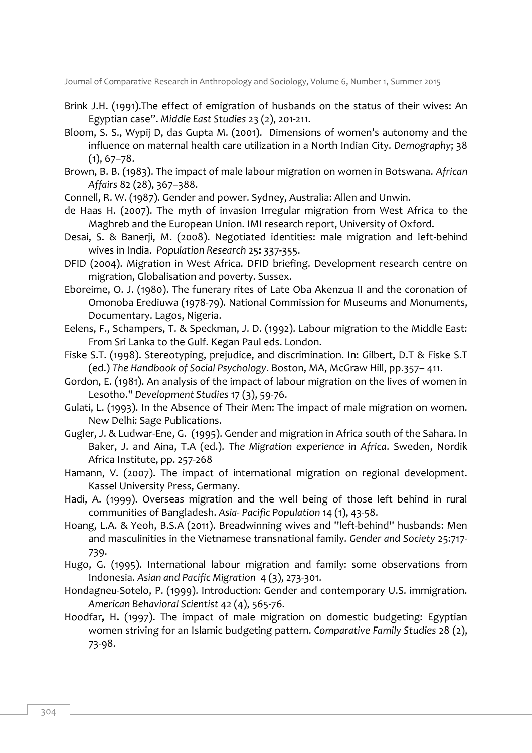Brink J.H. (1991).The effect of emigration of husbands on the status of their wives: An Egyptian case". *Middle East Studies* 23 (2), 201-211.

Bloom, S. S., Wypij D, das Gupta M. (2001). Dimensions of women's autonomy and the influence on maternal health care utilization in a North Indian City. *Demography*; 38 (1), 67–78.

Brown, B. B. (1983). The impact of male labour migration on women in Botswana. *African Affairs* 82 (28), 367–388.

Connell, R. W. (1987). Gender and power. Sydney, Australia: Allen and Unwin.

de Haas H. (2007). The myth of invasion Irregular migration from West Africa to the Maghreb and the European Union. IMI research report, University of Oxford.

Desai, S. & Banerji, M. (2008). Negotiated identities: male migration and left-behind wives in India. *Population Research* 25**:** 337-355.

DFID (2004). Migration in West Africa. DFID briefing. Development research centre on migration, Globalisation and poverty. Sussex.

Eboreime, O. J. (1980). The funerary rites of Late Oba Akenzua II and the coronation of Omonoba Erediuwa (1978-79). National Commission for Museums and Monuments, Documentary. Lagos, Nigeria.

Eelens, F., Schampers, T. & Speckman, J. D. (1992). Labour migration to the Middle East: From Sri Lanka to the Gulf. Kegan Paul eds. London.

Fiske S.T. (1998). Stereotyping, prejudice, and discrimination. In: Gilbert, D.T & Fiske S.T (ed.) *The Handbook of Social Psychology*. Boston, MA, McGraw Hill, pp.357– 411.

Gordon, E. (1981). An analysis of the impact of labour migration on the lives of women in Lesotho." *Development Studies* 17 (3), 59-76.

Gulati, L. (1993). In the Absence of Their Men: The impact of male migration on women. New Delhi: Sage Publications.

Gugler, J. & Ludwar-Ene, G. (1995). Gender and migration in Africa south of the Sahara. In Baker, J. and Aina, T.A (ed.). *The Migration experience in Africa*. Sweden, Nordik Africa Institute, pp. 257-268

Hamann, V. (2007). The impact of international migration on regional development. Kassel University Press, Germany.

Hadi, A. (1999). Overseas migration and the well being of those left behind in rural communities of Bangladesh. *Asia- Pacific Population* 14 (1), 43-58.

Hoang, L.A. & Yeoh, B.S.A (2011). Breadwinning wives and "left-behind" husbands: Men and masculinities in the Vietnamese transnational family. *Gender and Society* 25:717-739.

Hugo, G. (1995). International labour migration and family: some observations from Indonesia. *Asian and Pacific Migration* 4 (3), 273-301.

Hondagneu-Sotelo, P. (1999). Introduction: Gender and contemporary U.S. immigration. *American Behavioral Scientist* 42 (4), 565-76.

Hoodfar**,** H**.** (1997). The impact of male migration on domestic budgeting: Egyptian women striving for an Islamic budgeting pattern. *Comparative Family Studies* 28 (2), 73-98.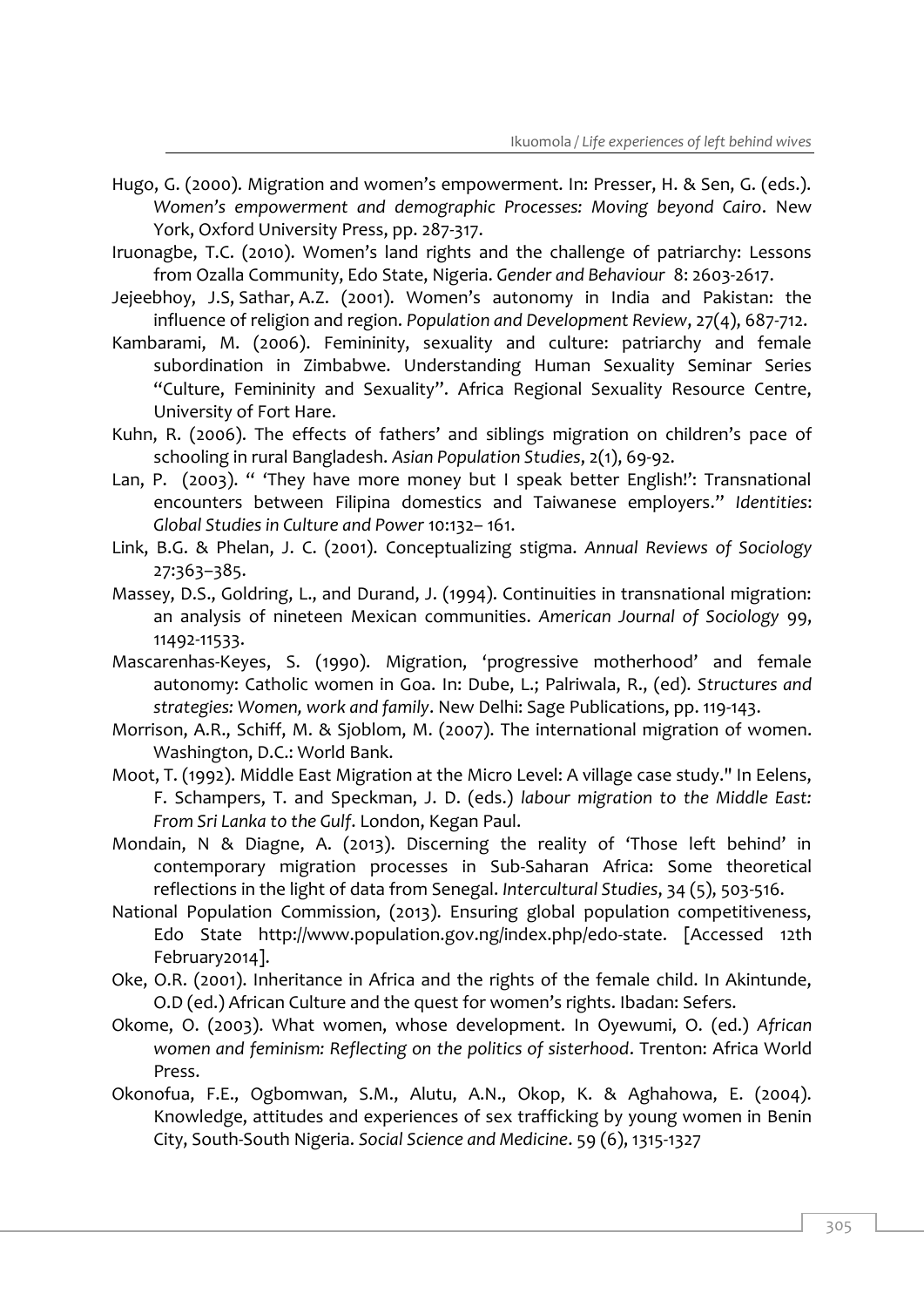Hugo, G. (2000). Migration and women's empowerment. In: Presser, H. & Sen, G. (eds.). *Women's empowerment and demographic Processes: Moving beyond Cairo*. New York, Oxford University Press, pp. 287-317.

Iruonagbe, T.C. (2010). Women's land rights and the challenge of patriarchy: Lessons from Ozalla Community, Edo State, Nigeria. *Gender and Behaviour* 8: 2603-2617.

Jejeebhoy, J.S, Sathar, A.Z. (2001). Women's autonomy in India and Pakistan: the influence of religion and region. *Population and Development Review*, 27(4), 687-712.

Kambarami, M. (2006). Femininity, sexuality and culture: patriarchy and female subordination in Zimbabwe. Understanding Human Sexuality Seminar Series "Culture, Femininity and Sexuality". Africa Regional Sexuality Resource Centre, University of Fort Hare.

Kuhn, R. (2006). The effects of fathers' and siblings migration on children's pace of schooling in rural Bangladesh. *Asian Population Studies*, 2(1), 69-92.

Lan, P. (2003). " 'They have more money but I speak better English!': Transnational encounters between Filipina domestics and Taiwanese employers." *Identities*: *Global Studies in Culture and Power* 10:132– 161.

Link, B.G. & Phelan, J. C. (2001). Conceptualizing stigma. *Annual Reviews of Sociology* 27:363–385.

Massey, D.S., Goldring, L., and Durand, J. (1994). Continuities in transnational migration: an analysis of nineteen Mexican communities. *American Journal of Sociology* 99, 11492-11533.

Mascarenhas-Keyes, S. (1990). Migration, 'progressive motherhood' and female autonomy: Catholic women in Goa. In: Dube, L.; Palriwala, R., (ed). *Structures and strategies: Women, work and family*. New Delhi: Sage Publications, pp. 119-143.

Morrison, A.R., Schiff, M. & Sjoblom, M. (2007). The international migration of women. Washington, D.C.: World Bank.

Moot, T. (1992). Middle East Migration at the Micro Level: A village case study." In Eelens, F. Schampers, T. and Speckman, J. D. (eds.) *labour migration to the Middle East: From Sri Lanka to the Gulf*. London, Kegan Paul.

Mondain, N & Diagne, A. (2013). Discerning the reality of 'Those left behind' in contemporary migration processes in Sub-Saharan Africa: Some theoretical reflections in the light of data from Senegal. *Intercultural Studies*, 34 (5), 503-516.

National Population Commission, (2013). Ensuring global population competitiveness, Edo State http://www.population.gov.ng/index.php/edo-state. [Accessed 12th February2014].

Oke, O.R. (2001). Inheritance in Africa and the rights of the female child. In Akintunde, O.D (ed.) African Culture and the quest for women's rights. Ibadan: Sefers.

Okome, O. (2003). What women, whose development. In Oyewumi, O. (ed.) *African women and feminism: Reflecting on the politics of sisterhood*. Trenton: Africa World Press.

Okonofua, F.E., Ogbomwan, S.M., Alutu, A.N., Okop, K. & Aghahowa, E. (2004). Knowledge, attitudes and experiences of sex trafficking by young women in Benin City, South-South Nigeria. *Social Science and Medicine*. 59 (6), 1315-1327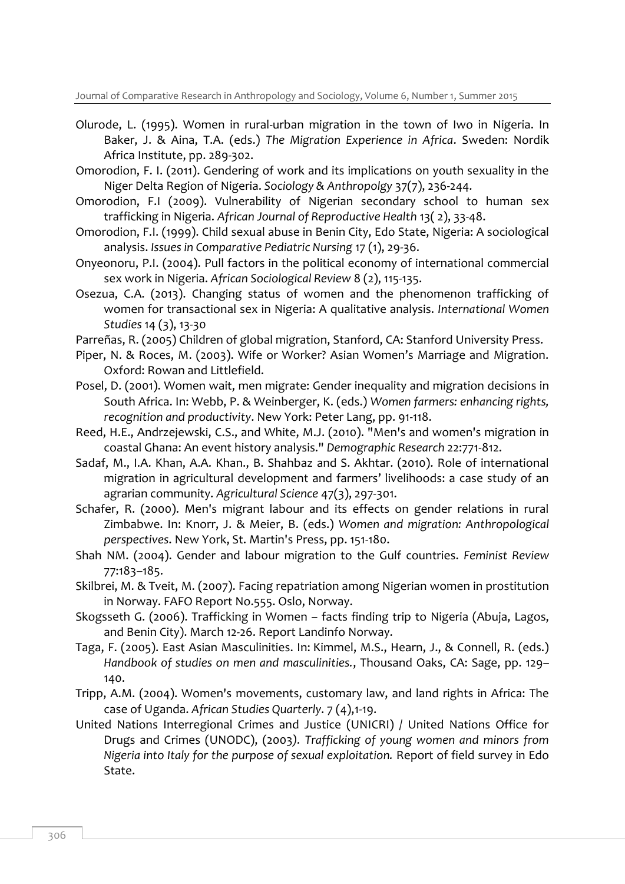Olurode, L. (1995). Women in rural-urban migration in the town of Iwo in Nigeria. In Baker, J. & Aina, T.A. (eds.) *The Migration Experience in Africa*. Sweden: Nordik Africa Institute, pp. 289-302.

Omorodion, F. I. (2011). Gendering of work and its implications on youth sexuality in the Niger Delta Region of Nigeria. *Sociology & Anthropolgy* 37(7), 236-244.

Omorodion, F.I (2009). Vulnerability of Nigerian secondary school to human sex trafficking in Nigeria. *African Journal of Reproductive Health* 13( 2), 33-48.

Omorodion, F.I. (1999). Child sexual abuse in Benin City, Edo State, Nigeria: A sociological analysis. *Issues in Comparative Pediatric Nursing* 17 (1), 29-36.

Onyeonoru, P.I. (2004). Pull factors in the political economy of international commercial sex work in Nigeria. *African Sociological Review* 8 (2), 115-135.

Osezua, C.A. (2013). Changing status of women and the phenomenon trafficking of women for transactional sex in Nigeria: A qualitative analysis. *International Women Studies* 14 (3), 13-30

Parreñas, R. (2005) Children of global migration, Stanford, CA: Stanford University Press.

Piper, N. & Roces, M. (2003). Wife or Worker? Asian Women's Marriage and Migration. Oxford: Rowan and Littlefield.

Posel, D. (2001). Women wait, men migrate: Gender inequality and migration decisions in South Africa. In: Webb, P. & Weinberger, K. (eds.) *Women farmers: enhancing rights, recognition and productivity*. New York: Peter Lang, pp. 91-118.

Reed, H.E., Andrzejewski, C.S., and White, M.J. (2010). "Men's and women's migration in coastal Ghana: An event history analysis." *Demographic Research* 22:771-812.

Sadaf, M., I.A. Khan, A.A. Khan., B. Shahbaz and S. Akhtar. (2010). Role of international migration in agricultural development and farmers' livelihoods: a case study of an agrarian community. *Agricultural Science* 47(3), 297-301.

Schafer, R. (2000). Men's migrant labour and its effects on gender relations in rural Zimbabwe. In: Knorr, J. & Meier, B. (eds.) *Women and migration: Anthropological perspectives*. New York, St. Martin's Press, pp. 151-180.

Shah NM. (2004). Gender and labour migration to the Gulf countries. *Feminist Review* 77:183–185.

Skilbrei, M. & Tveit, M. (2007). Facing repatriation among Nigerian women in prostitution in Norway. FAFO Report No.555. Oslo, Norway.

Skogsseth G. (2006). Trafficking in Women – facts finding trip to Nigeria (Abuja, Lagos, and Benin City). March 12-26. Report Landinfo Norway.

Taga, F. (2005). East Asian Masculinities. In: Kimmel, M.S., Hearn, J., & Connell, R. (eds.) *Handbook of studies on men and masculinities.*, Thousand Oaks, CA: Sage, pp. 129–140.

Tripp, A.M. (2004). Women's movements, customary law, and land rights in Africa: The case of Uganda. *African Studies Quarterly*. 7 (4),1-19.

United Nations Interregional Crimes and Justice (UNICRI) / United Nations Office for Drugs and Crimes (UNODC), (2003). *Trafficking of young women and minors from Nigeria into Italy for the purpose of sexual exploitation.* Report of field survey in Edo State.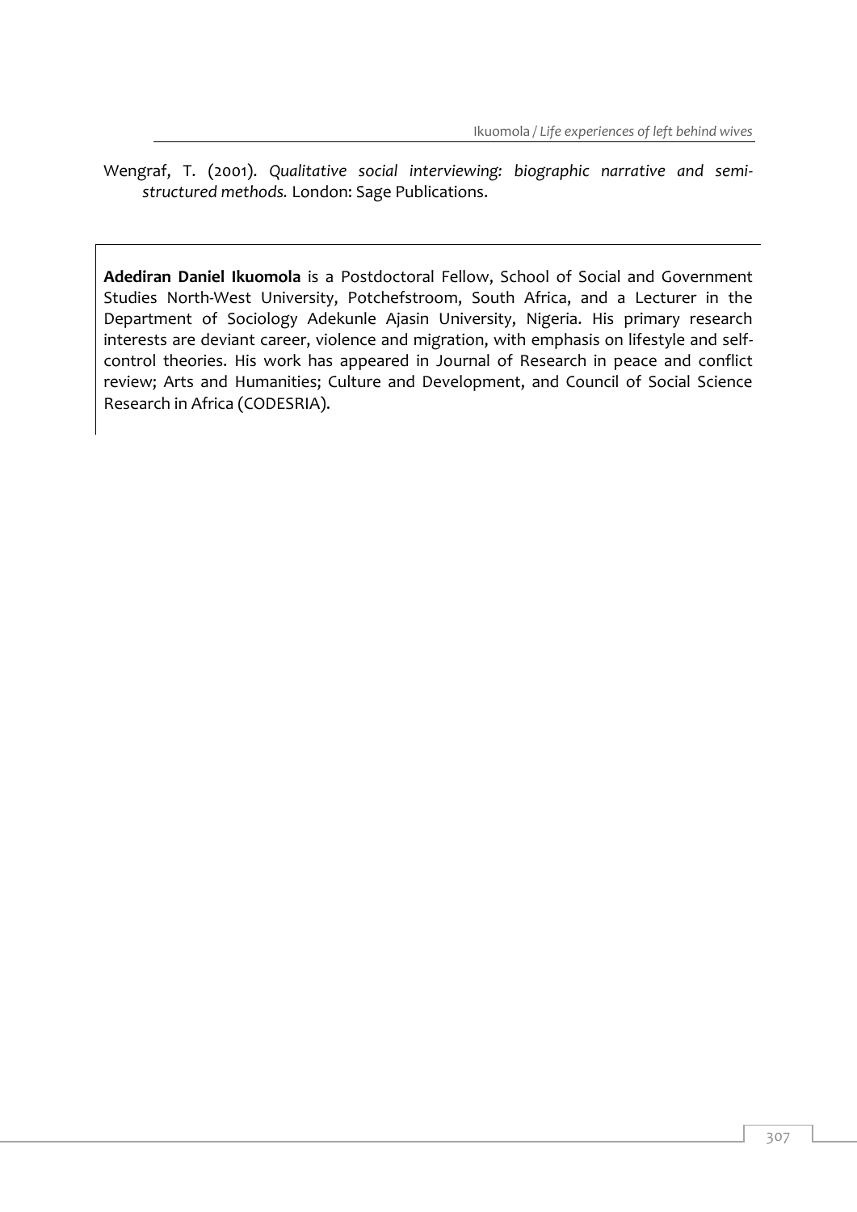Wengraf, T. (2001). *Qualitative social interviewing: biographic narrative and semi-structured methods.* London: Sage Publications.

**Adediran Daniel Ikuomola** is a Postdoctoral Fellow, School of Social and Government Studies North-West University, Potchefstroom, South Africa, and a Lecturer in the Department of Sociology Adekunle Ajasin University, Nigeria. His primary research interests are deviant career, violence and migration, with emphasis on lifestyle and self-control theories. His work has appeared in Journal of Research in peace and conflict review; Arts and Humanities; Culture and Development, and Council of Social Science Research in Africa (CODESRIA).